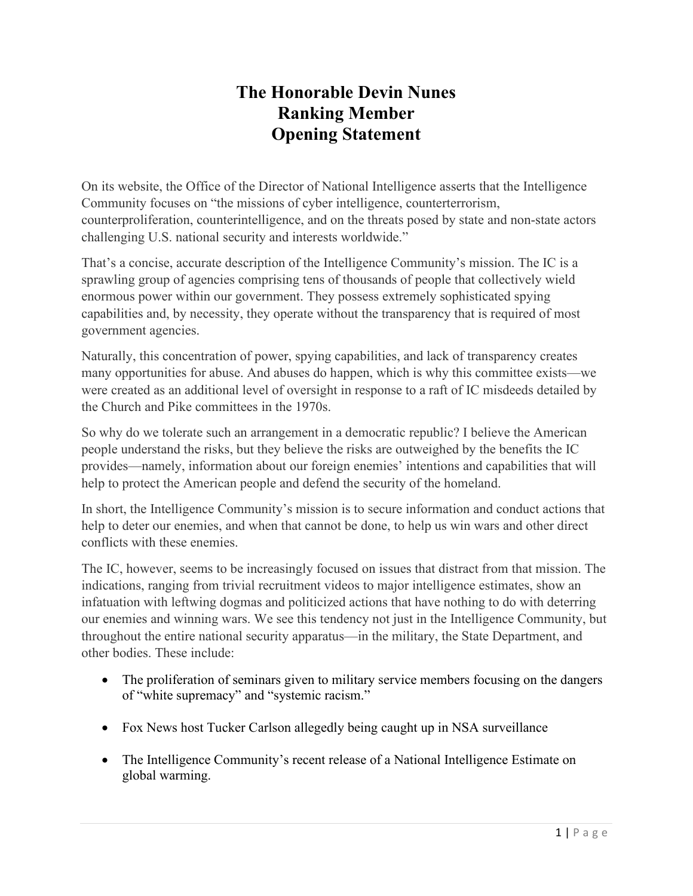# The Honorable Devin Nunes
# Ranking Member
# Opening Statement

On its website, the Office of the Director of National Intelligence asserts that the Intelligence Community focuses on "the missions of cyber intelligence, counterterrorism, counterproliferation, counterintelligence, and on the threats posed by state and non-state actors challenging U.S. national security and interests worldwide."

That's a concise, accurate description of the Intelligence Community's mission. The IC is a sprawling group of agencies comprising tens of thousands of people that collectively wield enormous power within our government. They possess extremely sophisticated spying capabilities and, by necessity, they operate without the transparency that is required of most government agencies.

Naturally, this concentration of power, spying capabilities, and lack of transparency creates many opportunities for abuse. And abuses do happen, which is why this committee exists—we were created as an additional level of oversight in response to a raft of IC misdeeds detailed by the Church and Pike committees in the 1970s.

So why do we tolerate such an arrangement in a democratic republic? I believe the American people understand the risks, but they believe the risks are outweighed by the benefits the IC provides—namely, information about our foreign enemies' intentions and capabilities that will help to protect the American people and defend the security of the homeland.

In short, the Intelligence Community's mission is to secure information and conduct actions that help to deter our enemies, and when that cannot be done, to help us win wars and other direct conflicts with these enemies.

The IC, however, seems to be increasingly focused on issues that distract from that mission. The indications, ranging from trivial recruitment videos to major intelligence estimates, show an infatuation with leftwing dogmas and politicized actions that have nothing to do with deterring our enemies and winning wars. We see this tendency not just in the Intelligence Community, but throughout the entire national security apparatus—in the military, the State Department, and other bodies. These include:

- The proliferation of seminars given to military service members focusing on the dangers of "white supremacy" and "systemic racism."
- Fox News host Tucker Carlson allegedly being caught up in NSA surveillance
- The Intelligence Community's recent release of a National Intelligence Estimate on global warming.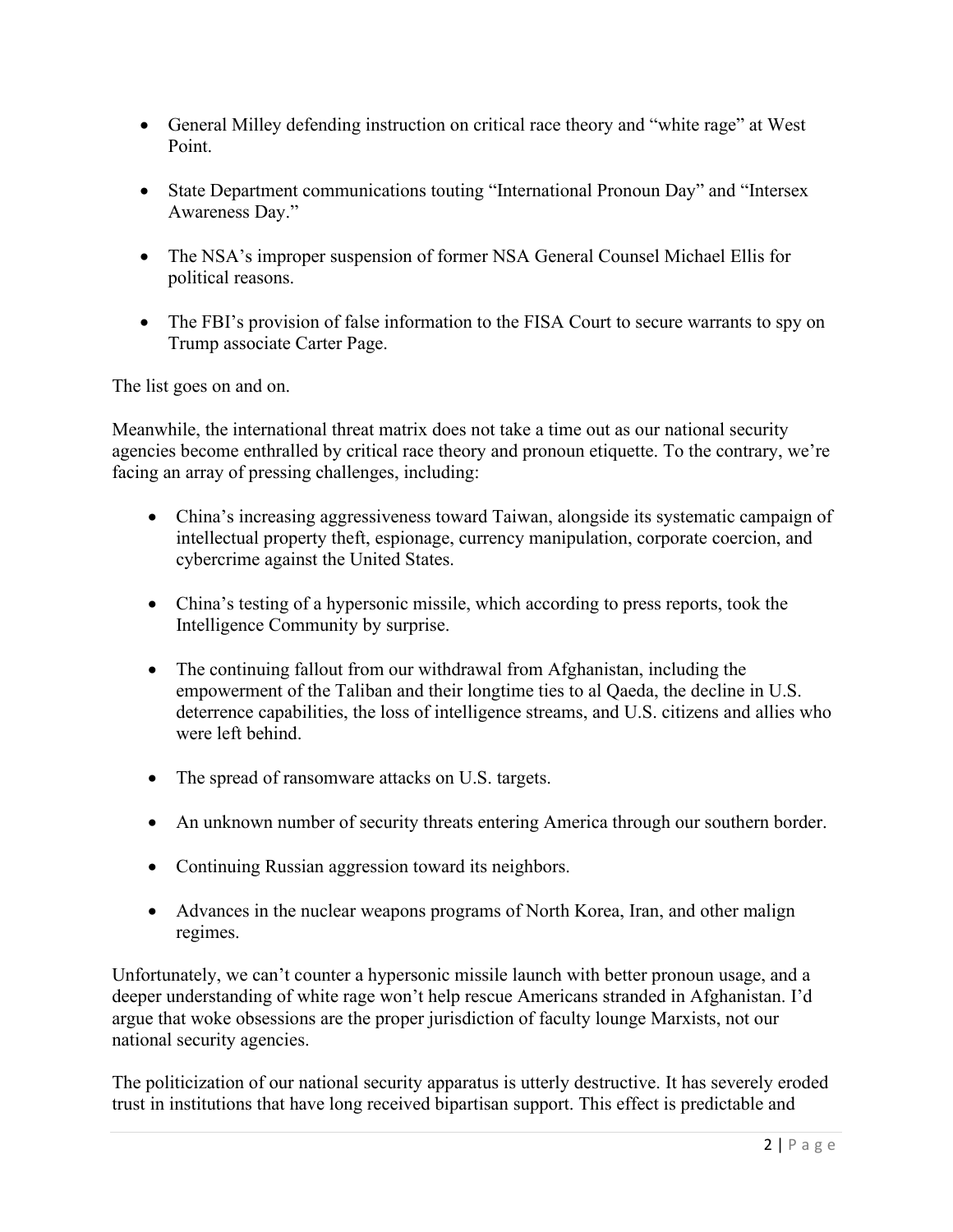- General Milley defending instruction on critical race theory and "white rage" at West Point.

- State Department communications touting "International Pronoun Day" and "Intersex Awareness Day."

- The NSA's improper suspension of former NSA General Counsel Michael Ellis for political reasons.

- The FBI's provision of false information to the FISA Court to secure warrants to spy on Trump associate Carter Page.

The list goes on and on.

Meanwhile, the international threat matrix does not take a time out as our national security agencies become enthralled by critical race theory and pronoun etiquette. To the contrary, we're facing an array of pressing challenges, including:

- China's increasing aggressiveness toward Taiwan, alongside its systematic campaign of intellectual property theft, espionage, currency manipulation, corporate coercion, and cybercrime against the United States.

- China's testing of a hypersonic missile, which according to press reports, took the Intelligence Community by surprise.

- The continuing fallout from our withdrawal from Afghanistan, including the empowerment of the Taliban and their longtime ties to al Qaeda, the decline in U.S. deterrence capabilities, the loss of intelligence streams, and U.S. citizens and allies who were left behind.

- The spread of ransomware attacks on U.S. targets.

- An unknown number of security threats entering America through our southern border.

- Continuing Russian aggression toward its neighbors.

- Advances in the nuclear weapons programs of North Korea, Iran, and other malign regimes.

Unfortunately, we can't counter a hypersonic missile launch with better pronoun usage, and a deeper understanding of white rage won't help rescue Americans stranded in Afghanistan. I'd argue that woke obsessions are the proper jurisdiction of faculty lounge Marxists, not our national security agencies.

The politicization of our national security apparatus is utterly destructive. It has severely eroded trust in institutions that have long received bipartisan support. This effect is predictable and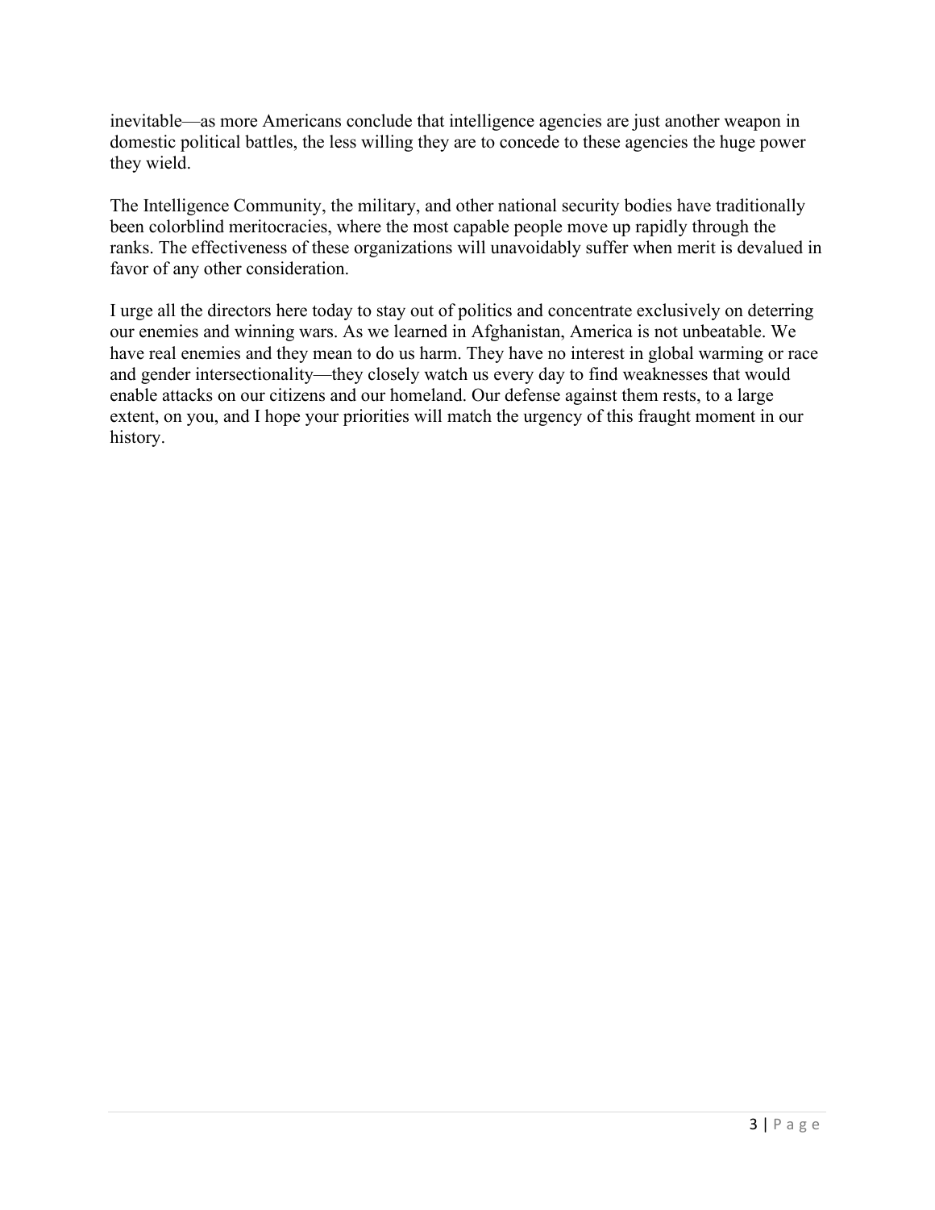inevitable—as more Americans conclude that intelligence agencies are just another weapon in domestic political battles, the less willing they are to concede to these agencies the huge power they wield.

The Intelligence Community, the military, and other national security bodies have traditionally been colorblind meritocracies, where the most capable people move up rapidly through the ranks. The effectiveness of these organizations will unavoidably suffer when merit is devalued in favor of any other consideration.

I urge all the directors here today to stay out of politics and concentrate exclusively on deterring our enemies and winning wars. As we learned in Afghanistan, America is not unbeatable. We have real enemies and they mean to do us harm. They have no interest in global warming or race and gender intersectionality—they closely watch us every day to find weaknesses that would enable attacks on our citizens and our homeland. Our defense against them rests, to a large extent, on you, and I hope your priorities will match the urgency of this fraught moment in our history.